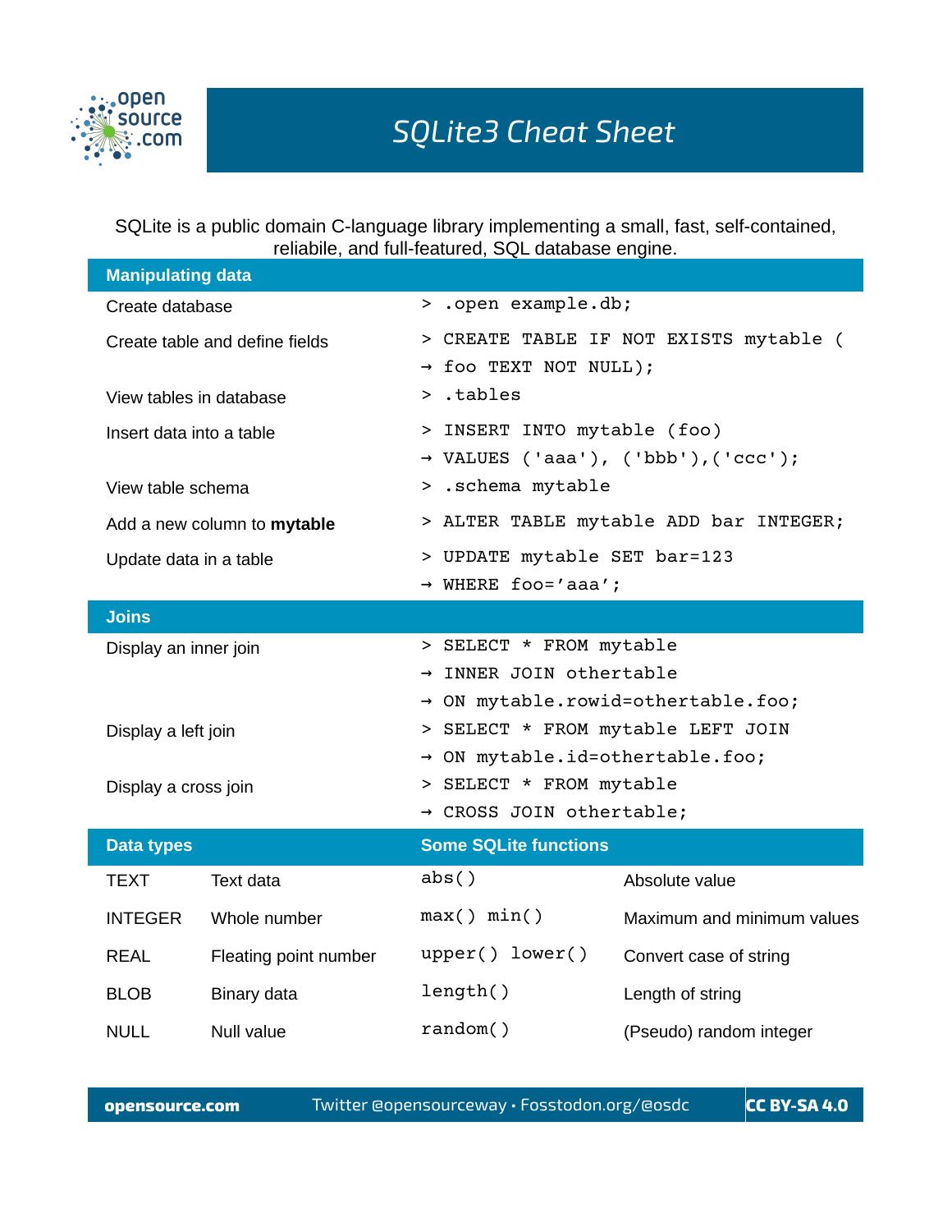# SQLite3 Cheat Sheet

SQLite is a public domain C-language library implementing a small, fast, self-contained, reliabile, and full-featured, SQL database engine.

## Manipulating data

| | |
|---|---|
| Create database | `> .open example.db;` |
| Create table and define fields | `> CREATE TABLE IF NOT EXISTS mytable (`<br>`→ foo TEXT NOT NULL);` |
| View tables in database | `> .tables` |
| Insert data into a table | `> INSERT INTO mytable (foo)`<br>`→ VALUES ('aaa'), ('bbb'),('ccc');` |
| View table schema | `> .schema mytable` |
| Add a new column to **mytable** | `> ALTER TABLE mytable ADD bar INTEGER;` |
| Update data in a table | `> UPDATE mytable SET bar=123`<br>`→ WHERE foo='aaa';` |

## Joins

| | |
|---|---|
| Display an inner join | `> SELECT * FROM mytable`<br>`→ INNER JOIN othertable`<br>`→ ON mytable.rowid=othertable.foo;` |
| Display a left join | `> SELECT * FROM mytable LEFT JOIN`<br>`→ ON mytable.id=othertable.foo;` |
| Display a cross join | `> SELECT * FROM mytable`<br>`→ CROSS JOIN othertable;` |

## Data types

| | |
|---|---|
| TEXT | Text data |
| INTEGER | Whole number |
| REAL | Fleating point number |
| BLOB | Binary data |
| NULL | Null value |

## Some SQLite functions

| | |
|---|---|
| `abs()` | Absolute value |
| `max() min()` | Maximum and minimum values |
| `upper() lower()` | Convert case of string |
| `length()` | Length of string |
| `random()` | (Pseudo) random integer |

**opensource.com** Twitter @opensourceway • Fosstodon.org/@osdc **CC BY-SA 4.0**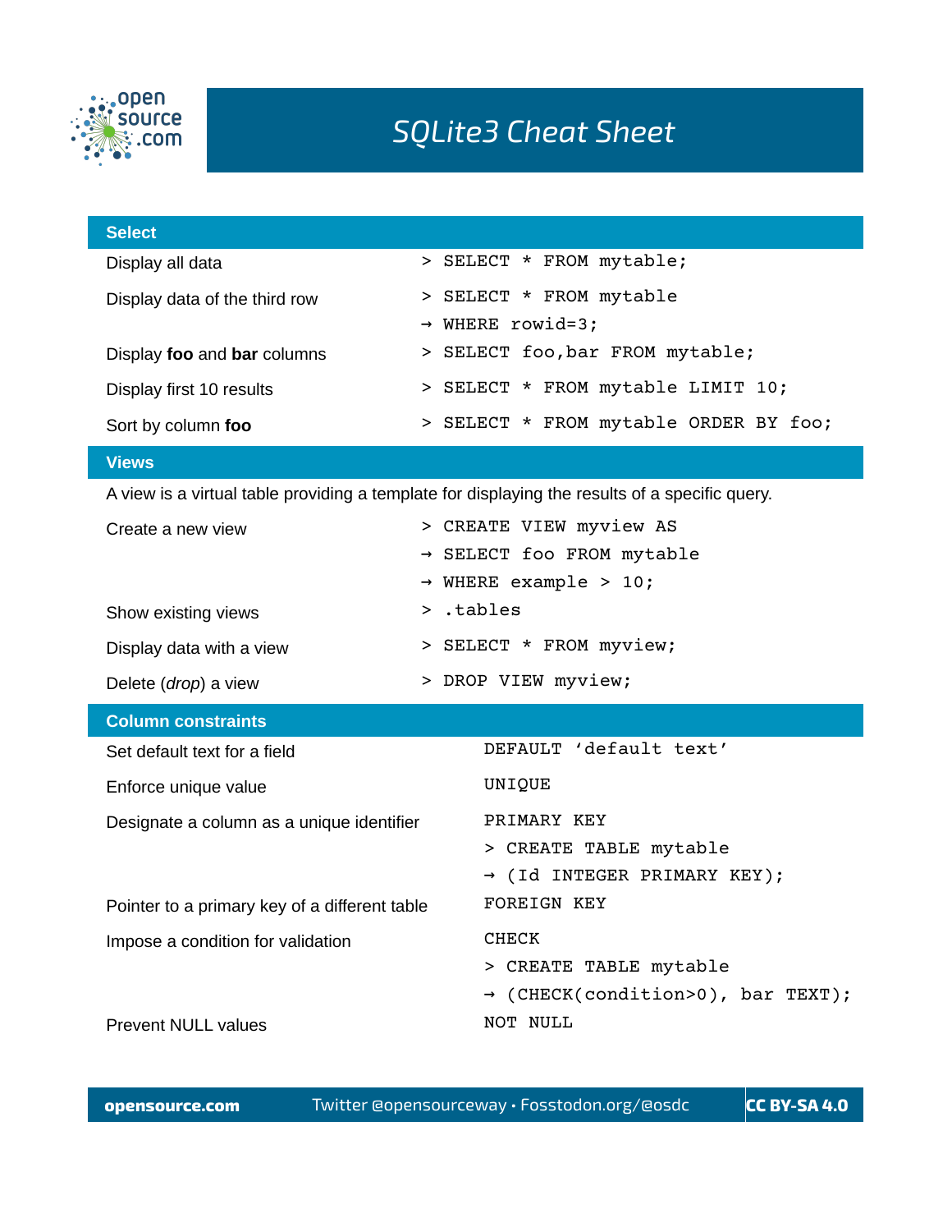# SQLite3 Cheat Sheet

## Select

| | |
|---|---|
| Display all data | `> SELECT * FROM mytable;` |
| Display data of the third row | `> SELECT * FROM mytable`<br>`→ WHERE rowid=3;` |
| Display **foo** and **bar** columns | `> SELECT foo,bar FROM mytable;` |
| Display first 10 results | `> SELECT * FROM mytable LIMIT 10;` |
| Sort by column **foo** | `> SELECT * FROM mytable ORDER BY foo;` |

## Views

A view is a virtual table providing a template for displaying the results of a specific query.

| | |
|---|---|
| Create a new view | `> CREATE VIEW myview AS`<br>`→ SELECT foo FROM mytable`<br>`→ WHERE example > 10;` |
| Show existing views | `> .tables` |
| Display data with a view | `> SELECT * FROM myview;` |
| Delete (*drop*) a view | `> DROP VIEW myview;` |

## Column constraints

| | |
|---|---|
| Set default text for a field | `DEFAULT 'default text'` |
| Enforce unique value | `UNIQUE` |
| Designate a column as a unique identifier | `PRIMARY KEY`<br>`> CREATE TABLE mytable`<br>`→ (Id INTEGER PRIMARY KEY);` |
| Pointer to a primary key of a different table | `FOREIGN KEY` |
| Impose a condition for validation | `CHECK`<br>`> CREATE TABLE mytable`<br>`→ (CHECK(condition>0), bar TEXT);` |
| Prevent NULL values | `NOT NULL` |

opensource.com    Twitter @opensourceway • Fosstodon.org/@osdc    CC BY-SA 4.0